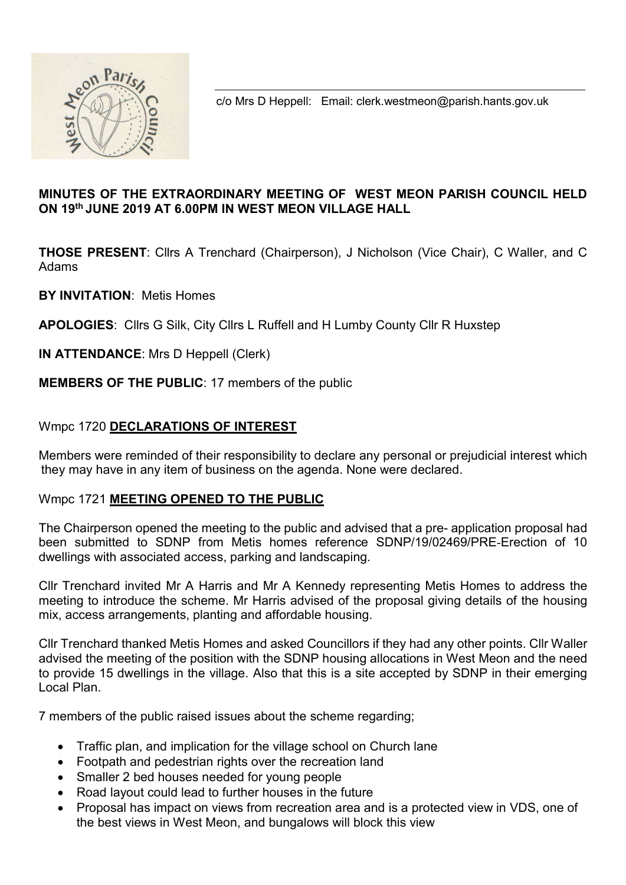c/o Mrs D Heppell: Email: clerk.westmeon@parish.hants.gov.uk

**MINUTES OF THE EXTRAORDINARY MEETING OF WEST MEON PARISH COUNCIL HELD ON 19th JUNE 2019 AT 6.00PM IN WEST MEON VILLAGE HALL**

**THOSE PRESENT**: Cllrs A Trenchard (Chairperson), J Nicholson (Vice Chair), C Waller, and C Adams

**BY INVITATION**: Metis Homes

**APOLOGIES**: Cllrs G Silk, City Cllrs L Ruffell and H Lumby County Cllr R Huxstep

**IN ATTENDANCE**: Mrs D Heppell (Clerk)

**MEMBERS OF THE PUBLIC**: 17 members of the public

Wmpc 1720 **DECLARATIONS OF INTEREST**

Members were reminded of their responsibility to declare any personal or prejudicial interest which they may have in any item of business on the agenda. None were declared.

Wmpc 1721 **MEETING OPENED TO THE PUBLIC**

The Chairperson opened the meeting to the public and advised that a pre- application proposal had been submitted to SDNP from Metis homes reference SDNP/19/02469/PRE-Erection of 10 dwellings with associated access, parking and landscaping.

Cllr Trenchard invited Mr A Harris and Mr A Kennedy representing Metis Homes to address the meeting to introduce the scheme. Mr Harris advised of the proposal giving details of the housing mix, access arrangements, planting and affordable housing.

Cllr Trenchard thanked Metis Homes and asked Councillors if they had any other points. Cllr Waller advised the meeting of the position with the SDNP housing allocations in West Meon and the need to provide 15 dwellings in the village. Also that this is a site accepted by SDNP in their emerging Local Plan.

7 members of the public raised issues about the scheme regarding;

- Traffic plan, and implication for the village school on Church lane
- Footpath and pedestrian rights over the recreation land
- Smaller 2 bed houses needed for young people
- Road layout could lead to further houses in the future
- Proposal has impact on views from recreation area and is a protected view in VDS, one of the best views in West Meon, and bungalows will block this view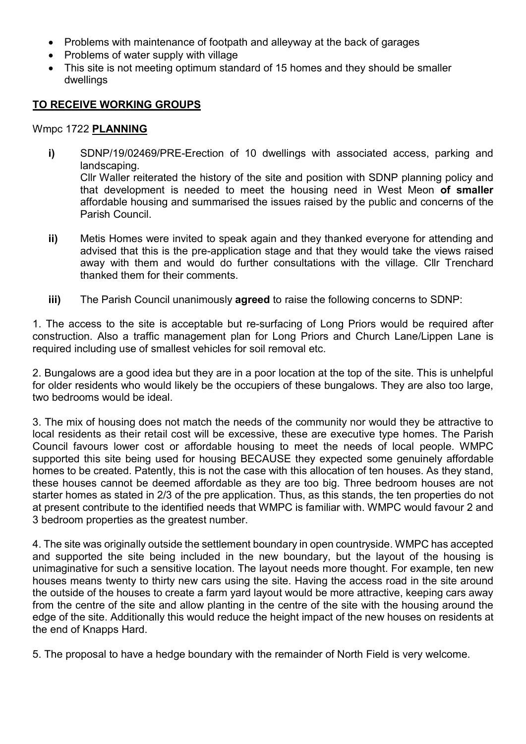- Problems with maintenance of footpath and alleyway at the back of garages
- Problems of water supply with village
- This site is not meeting optimum standard of 15 homes and they should be smaller dwellings

**TO RECEIVE WORKING GROUPS**

Wmpc 1722 **PLANNING**

**i)** SDNP/19/02469/PRE-Erection of 10 dwellings with associated access, parking and landscaping.
Cllr Waller reiterated the history of the site and position with SDNP planning policy and that development is needed to meet the housing need in West Meon **of smaller** affordable housing and summarised the issues raised by the public and concerns of the Parish Council.

**ii)** Metis Homes were invited to speak again and they thanked everyone for attending and advised that this is the pre-application stage and that they would take the views raised away with them and would do further consultations with the village. Cllr Trenchard thanked them for their comments.

**iii)** The Parish Council unanimously **agreed** to raise the following concerns to SDNP:

1. The access to the site is acceptable but re-surfacing of Long Priors would be required after construction. Also a traffic management plan for Long Priors and Church Lane/Lippen Lane is required including use of smallest vehicles for soil removal etc.

2. Bungalows are a good idea but they are in a poor location at the top of the site. This is unhelpful for older residents who would likely be the occupiers of these bungalows. They are also too large, two bedrooms would be ideal.

3. The mix of housing does not match the needs of the community nor would they be attractive to local residents as their retail cost will be excessive, these are executive type homes. The Parish Council favours lower cost or affordable housing to meet the needs of local people. WMPC supported this site being used for housing BECAUSE they expected some genuinely affordable homes to be created. Patently, this is not the case with this allocation of ten houses. As they stand, these houses cannot be deemed affordable as they are too big. Three bedroom houses are not starter homes as stated in 2/3 of the pre application. Thus, as this stands, the ten properties do not at present contribute to the identified needs that WMPC is familiar with. WMPC would favour 2 and 3 bedroom properties as the greatest number.

4. The site was originally outside the settlement boundary in open countryside. WMPC has accepted and supported the site being included in the new boundary, but the layout of the housing is unimaginative for such a sensitive location. The layout needs more thought. For example, ten new houses means twenty to thirty new cars using the site. Having the access road in the site around the outside of the houses to create a farm yard layout would be more attractive, keeping cars away from the centre of the site and allow planting in the centre of the site with the housing around the edge of the site. Additionally this would reduce the height impact of the new houses on residents at the end of Knapps Hard.

5. The proposal to have a hedge boundary with the remainder of North Field is very welcome.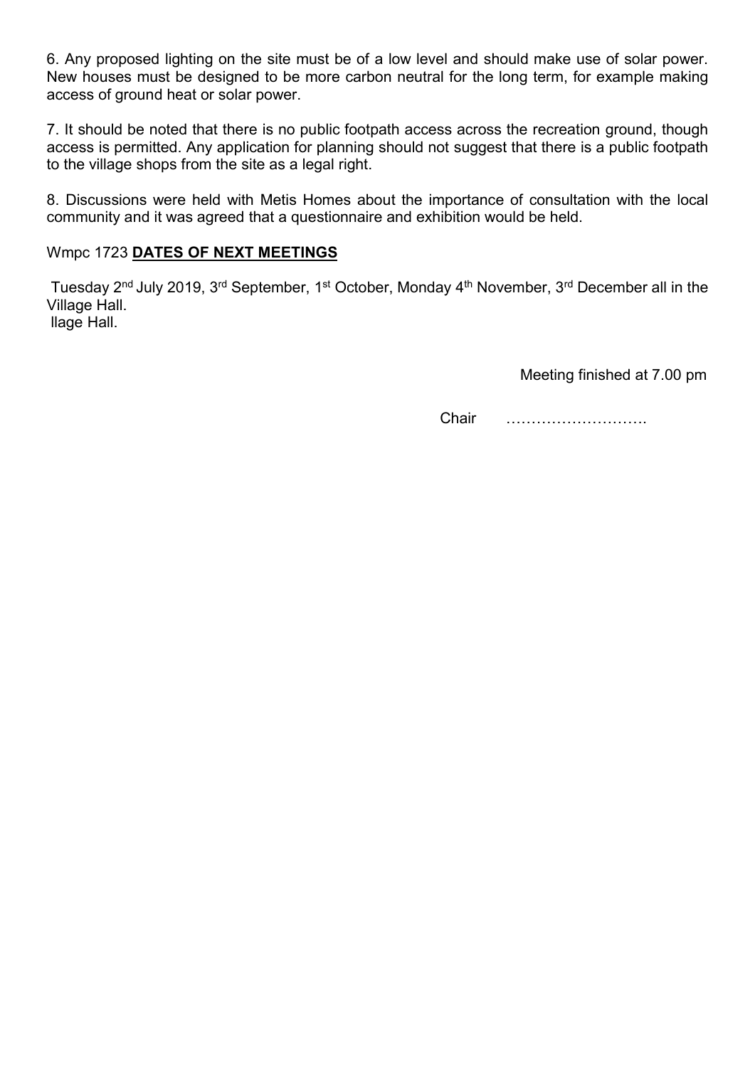6. Any proposed lighting on the site must be of a low level and should make use of solar power. New houses must be designed to be more carbon neutral for the long term, for example making access of ground heat or solar power.

7. It should be noted that there is no public footpath access across the recreation ground, though access is permitted. Any application for planning should not suggest that there is a public footpath to the village shops from the site as a legal right.

8. Discussions were held with Metis Homes about the importance of consultation with the local community and it was agreed that a questionnaire and exhibition would be held.

Wmpc 1723 **DATES OF NEXT MEETINGS**

Tuesday 2nd July 2019, 3rd September, 1st October, Monday 4th November, 3rd December all in the Village Hall.
llage Hall.

Meeting finished at 7.00 pm

Chair ……………………….